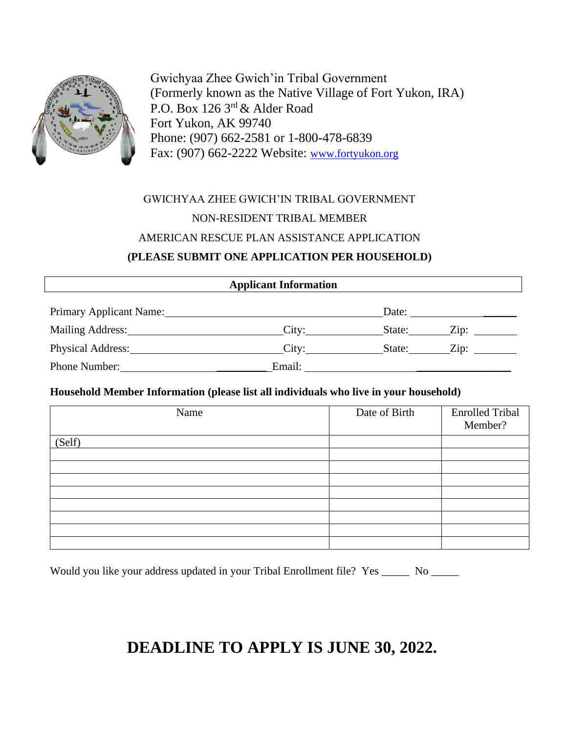Gwichyaa Zhee Gwich'in Tribal Government
(Formerly known as the Native Village of Fort Yukon, IRA)
P.O. Box 126 3rd & Alder Road
Fort Yukon, AK 99740
Phone: (907) 662-2581 or 1-800-478-6839
Fax: (907) 662-2222 Website: www.fortyukon.org

GWICHYAA ZHEE GWICH'IN TRIBAL GOVERNMENT

NON-RESIDENT TRIBAL MEMBER

AMERICAN RESCUE PLAN ASSISTANCE APPLICATION

**(PLEASE SUBMIT ONE APPLICATION PER HOUSEHOLD)**

**Applicant Information**

Primary Applicant Name:________________________________________ Date: ____________________

Mailing Address:______________________________ City:______________ State:________ Zip: ________

Physical Address:_____________________________ City:______________ State:________ Zip: ________

Phone Number:_____________________________ Email: ___________________________________

**Household Member Information (please list all individuals who live in your household)**

| Name | Date of Birth | Enrolled Tribal Member? |
|---|---|---|
| (Self) | | |
| | | |
| | | |
| | | |
| | | |
| | | |
| | | |
| | | |
| | | |

Would you like your address updated in your Tribal Enrollment file? Yes _____ No _____

# DEADLINE TO APPLY IS JUNE 30, 2022.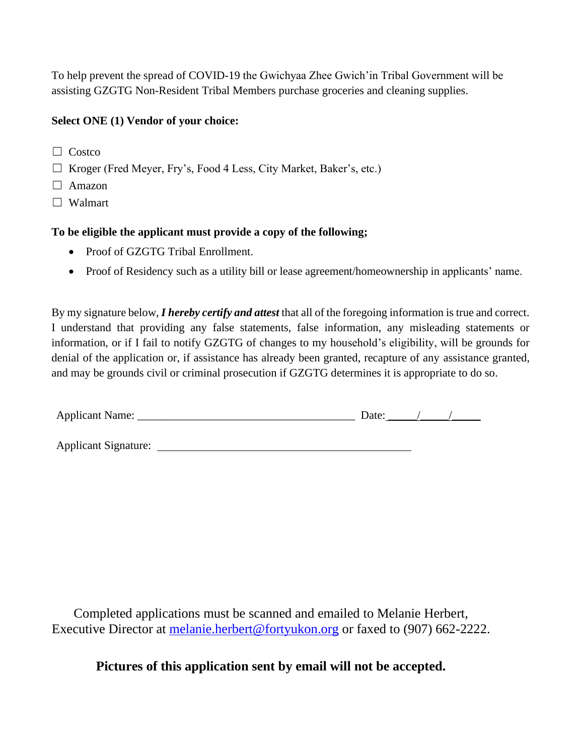To help prevent the spread of COVID-19 the Gwichyaa Zhee Gwich'in Tribal Government will be assisting GZGTG Non-Resident Tribal Members purchase groceries and cleaning supplies.

**Select ONE (1) Vendor of your choice:**

☐ Costco
☐ Kroger (Fred Meyer, Fry's, Food 4 Less, City Market, Baker's, etc.)
☐ Amazon
☐ Walmart

**To be eligible the applicant must provide a copy of the following;**

- Proof of GZGTG Tribal Enrollment.
- Proof of Residency such as a utility bill or lease agreement/homeownership in applicants' name.

By my signature below, ***I hereby certify and attest*** that all of the foregoing information is true and correct. I understand that providing any false statements, false information, any misleading statements or information, or if I fail to notify GZGTG of changes to my household's eligibility, will be grounds for denial of the application or, if assistance has already been granted, recapture of any assistance granted, and may be grounds civil or criminal prosecution if GZGTG determines it is appropriate to do so.

Applicant Name: _______________________________________ Date: _____/_____/_____

Applicant Signature: _______________________________________

Completed applications must be scanned and emailed to Melanie Herbert, Executive Director at melanie.herbert@fortyukon.org or faxed to (907) 662-2222.

**Pictures of this application sent by email will not be accepted.**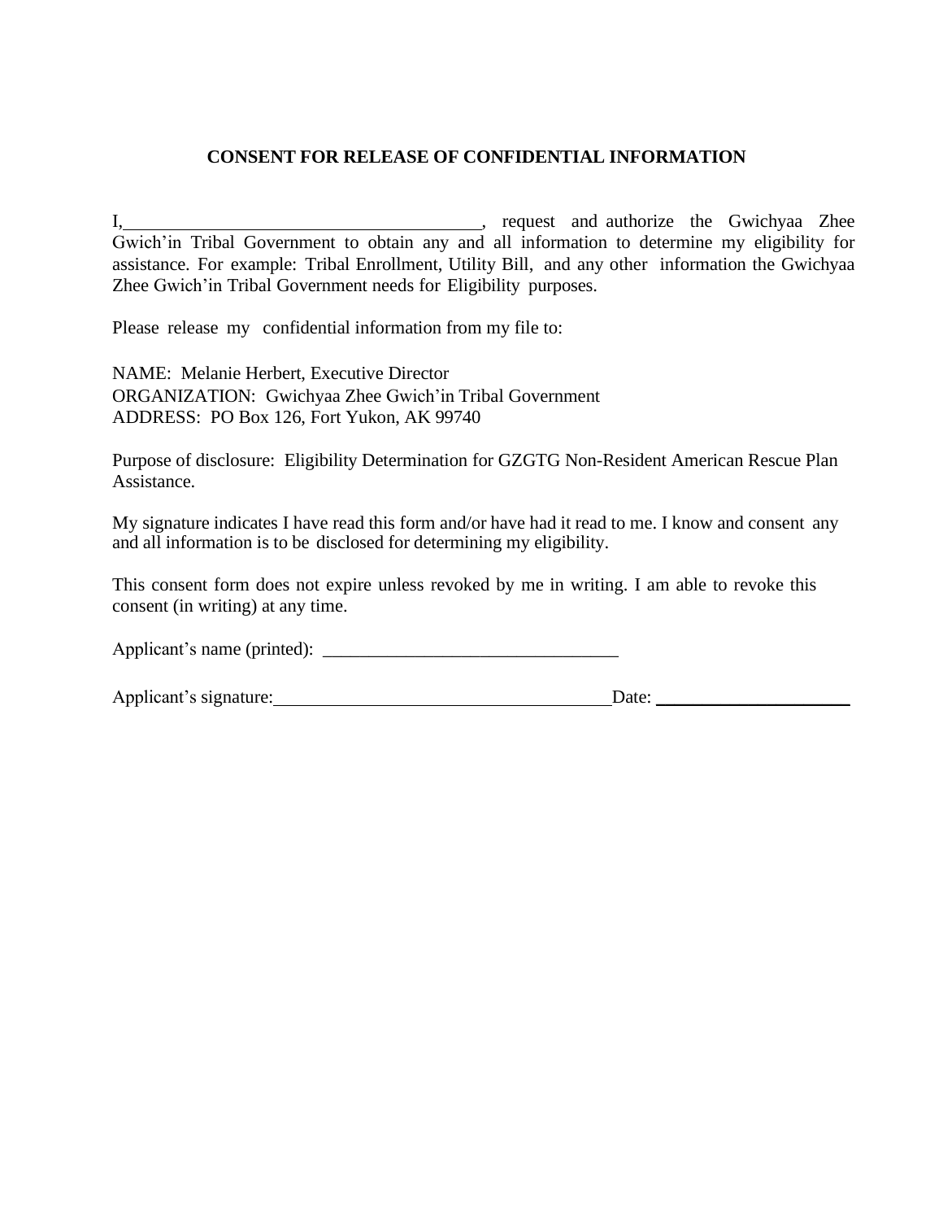**CONSENT FOR RELEASE OF CONFIDENTIAL INFORMATION**

I,______________________________________, request and authorize the Gwichyaa Zhee Gwich'in Tribal Government to obtain any and all information to determine my eligibility for assistance. For example: Tribal Enrollment, Utility Bill, and any other information the Gwichyaa Zhee Gwich'in Tribal Government needs for Eligibility purposes.

Please release my confidential information from my file to:

NAME: Melanie Herbert, Executive Director
ORGANIZATION: Gwichyaa Zhee Gwich'in Tribal Government
ADDRESS: PO Box 126, Fort Yukon, AK 99740

Purpose of disclosure: Eligibility Determination for GZGTG Non-Resident American Rescue Plan Assistance.

My signature indicates I have read this form and/or have had it read to me. I know and consent any and all information is to be disclosed for determining my eligibility.

This consent form does not expire unless revoked by me in writing. I am able to revoke this consent (in writing) at any time.

Applicant's name (printed): ________________________________

Applicant's signature:____________________________________Date: _____________________